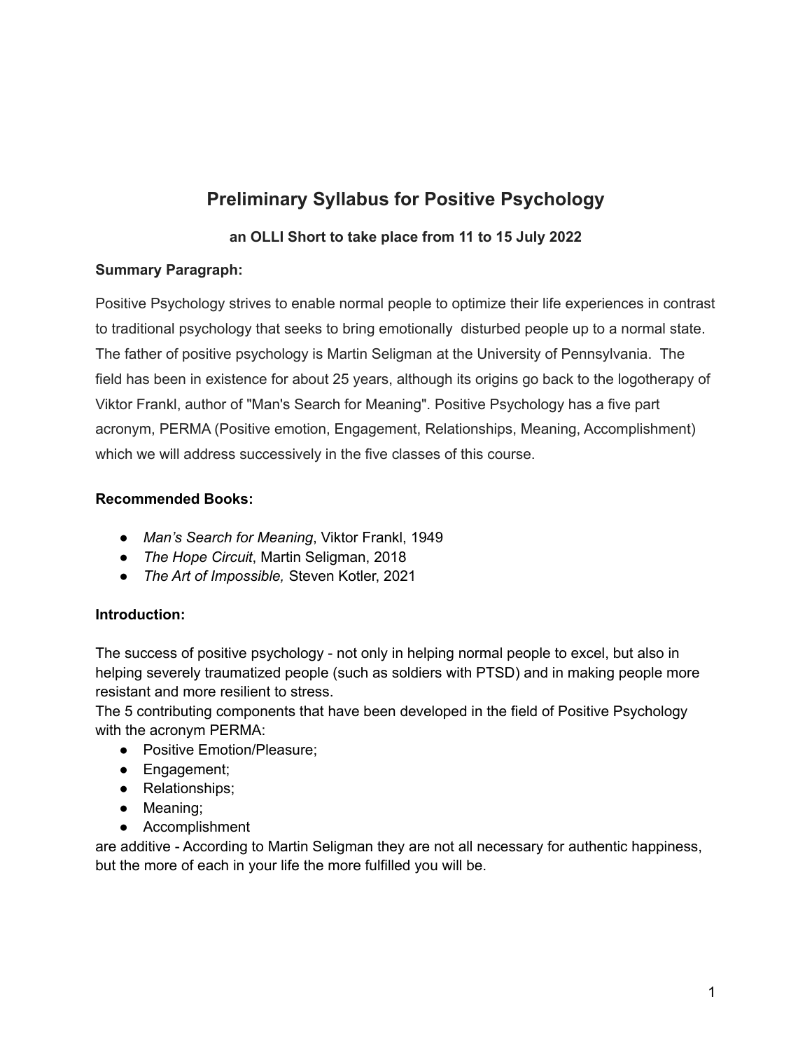# Preliminary Syllabus for Positive Psychology

**an OLLI Short to take place from 11 to 15 July 2022**

**Summary Paragraph:**

Positive Psychology strives to enable normal people to optimize their life experiences in contrast to traditional psychology that seeks to bring emotionally disturbed people up to a normal state. The father of positive psychology is Martin Seligman at the University of Pennsylvania. The field has been in existence for about 25 years, although its origins go back to the logotherapy of Viktor Frankl, author of "Man's Search for Meaning". Positive Psychology has a five part acronym, PERMA (Positive emotion, Engagement, Relationships, Meaning, Accomplishment) which we will address successively in the five classes of this course.

**Recommended Books:**

- *Man's Search for Meaning*, Viktor Frankl, 1949
- *The Hope Circuit*, Martin Seligman, 2018
- *The Art of Impossible,* Steven Kotler, 2021

**Introduction:**

The success of positive psychology - not only in helping normal people to excel, but also in helping severely traumatized people (such as soldiers with PTSD) and in making people more resistant and more resilient to stress.
The 5 contributing components that have been developed in the field of Positive Psychology with the acronym PERMA:

- Positive Emotion/Pleasure;
- Engagement;
- Relationships;
- Meaning;
- Accomplishment

are additive - According to Martin Seligman they are not all necessary for authentic happiness, but the more of each in your life the more fulfilled you will be.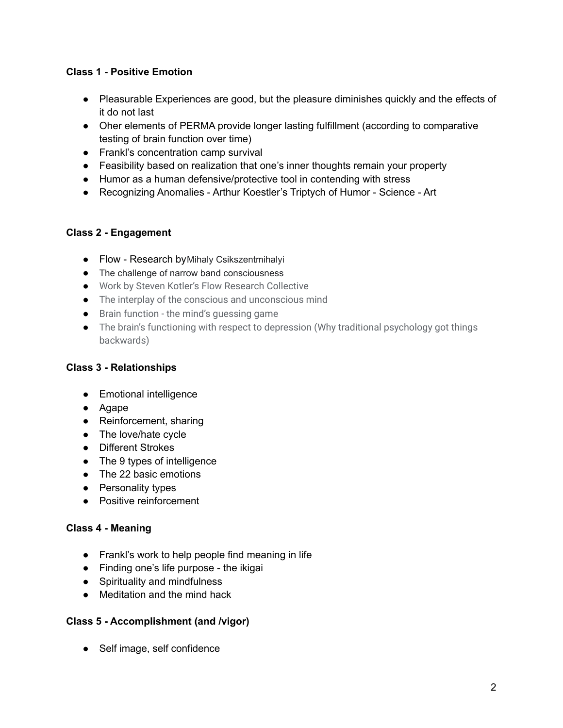**Class 1 - Positive Emotion**

- Pleasurable Experiences are good, but the pleasure diminishes quickly and the effects of it do not last
- Oher elements of PERMA provide longer lasting fulfillment (according to comparative testing of brain function over time)
- Frankl's concentration camp survival
- Feasibility based on realization that one's inner thoughts remain your property
- Humor as a human defensive/protective tool in contending with stress
- Recognizing Anomalies - Arthur Koestler's Triptych of Humor - Science - Art

**Class 2 - Engagement**

- Flow - Research by Mihaly Csikszentmihalyi
- The challenge of narrow band consciousness
- Work by Steven Kotler's Flow Research Collective
- The interplay of the conscious and unconscious mind
- Brain function - the mind's guessing game
- The brain's functioning with respect to depression (Why traditional psychology got things backwards)

**Class 3 - Relationships**

- Emotional intelligence
- Agape
- Reinforcement, sharing
- The love/hate cycle
- Different Strokes
- The 9 types of intelligence
- The 22 basic emotions
- Personality types
- Positive reinforcement

**Class 4 - Meaning**

- Frankl's work to help people find meaning in life
- Finding one's life purpose - the ikigai
- Spirituality and mindfulness
- Meditation and the mind hack

**Class 5 - Accomplishment (and /vigor)**

- Self image, self confidence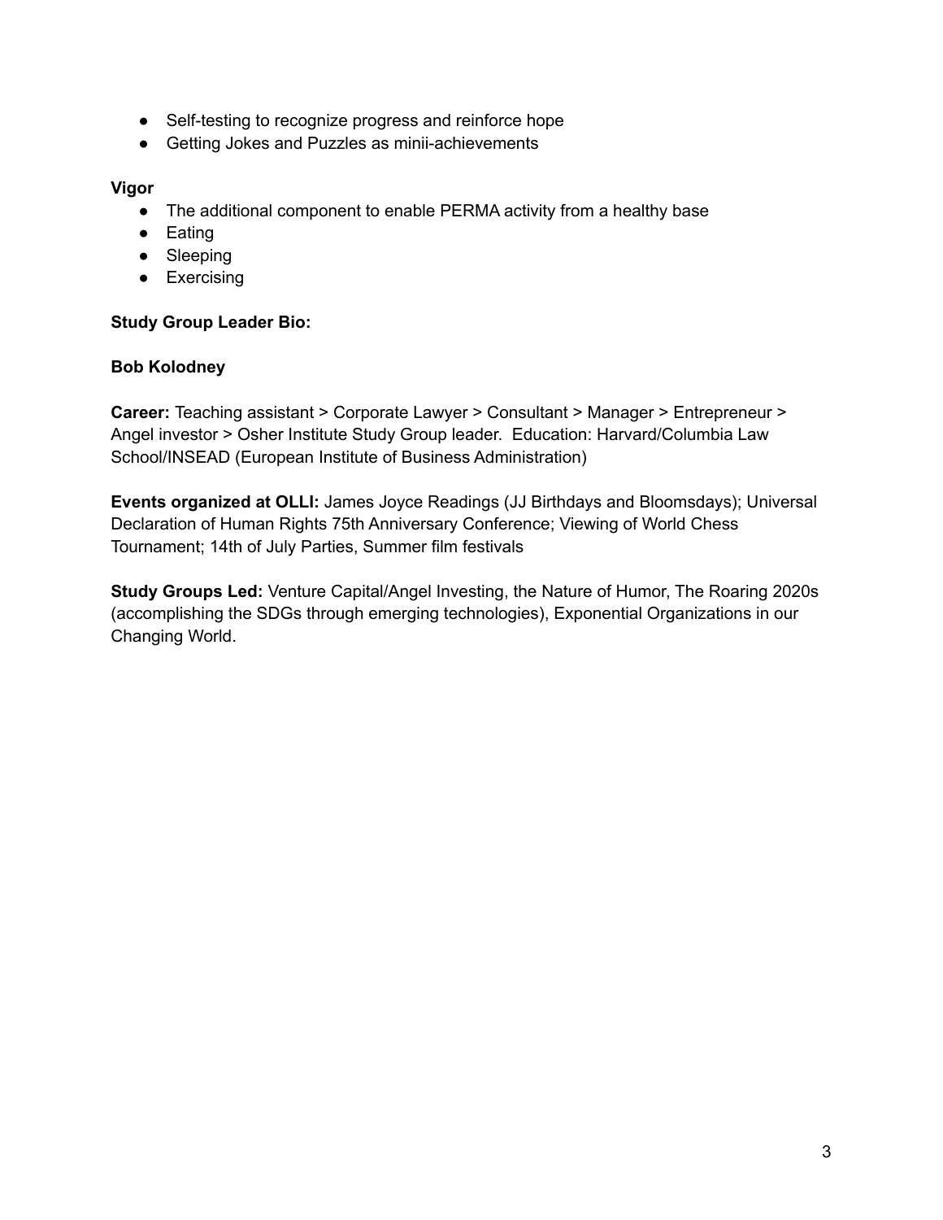- Self-testing to recognize progress and reinforce hope
- Getting Jokes and Puzzles as minii-achievements

**Vigor**

- The additional component to enable PERMA activity from a healthy base
- Eating
- Sleeping
- Exercising

**Study Group Leader Bio:**

**Bob Kolodney**

**Career:** Teaching assistant > Corporate Lawyer > Consultant > Manager > Entrepreneur > Angel investor > Osher Institute Study Group leader. Education: Harvard/Columbia Law School/INSEAD (European Institute of Business Administration)

**Events organized at OLLI:** James Joyce Readings (JJ Birthdays and Bloomsdays); Universal Declaration of Human Rights 75th Anniversary Conference; Viewing of World Chess Tournament; 14th of July Parties, Summer film festivals

**Study Groups Led:** Venture Capital/Angel Investing, the Nature of Humor, The Roaring 2020s (accomplishing the SDGs through emerging technologies), Exponential Organizations in our Changing World.